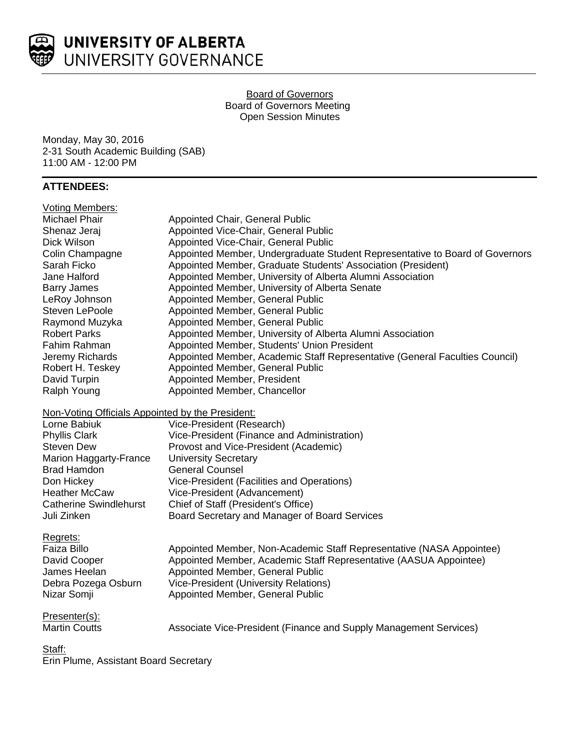**UNIVERSITY OF ALBERTA**
UNIVERSITY GOVERNANCE

Board of Governors
Board of Governors Meeting
Open Session Minutes

Monday, May 30, 2016
2-31 South Academic Building (SAB)
11:00 AM - 12:00 PM

## ATTENDEES:

Voting Members:

| | |
|---|---|
| Michael Phair | Appointed Chair, General Public |
| Shenaz Jeraj | Appointed Vice-Chair, General Public |
| Dick Wilson | Appointed Vice-Chair, General Public |
| Colin Champagne | Appointed Member, Undergraduate Student Representative to Board of Governors |
| Sarah Ficko | Appointed Member, Graduate Students' Association (President) |
| Jane Halford | Appointed Member, University of Alberta Alumni Association |
| Barry James | Appointed Member, University of Alberta Senate |
| LeRoy Johnson | Appointed Member, General Public |
| Steven LePoole | Appointed Member, General Public |
| Raymond Muzyka | Appointed Member, General Public |
| Robert Parks | Appointed Member, University of Alberta Alumni Association |
| Fahim Rahman | Appointed Member, Students' Union President |
| Jeremy Richards | Appointed Member, Academic Staff Representative (General Faculties Council) |
| Robert H. Teskey | Appointed Member, General Public |
| David Turpin | Appointed Member, President |
| Ralph Young | Appointed Member, Chancellor |

Non-Voting Officials Appointed by the President:

| | |
|---|---|
| Lorne Babiuk | Vice-President (Research) |
| Phyllis Clark | Vice-President (Finance and Administration) |
| Steven Dew | Provost and Vice-President (Academic) |
| Marion Haggarty-France | University Secretary |
| Brad Hamdon | General Counsel |
| Don Hickey | Vice-President (Facilities and Operations) |
| Heather McCaw | Vice-President (Advancement) |
| Catherine Swindlehurst | Chief of Staff (President's Office) |
| Juli Zinken | Board Secretary and Manager of Board Services |

Regrets:

| | |
|---|---|
| Faiza Billo | Appointed Member, Non-Academic Staff Representative (NASA Appointee) |
| David Cooper | Appointed Member, Academic Staff Representative (AASUA Appointee) |
| James Heelan | Appointed Member, General Public |
| Debra Pozega Osburn | Vice-President (University Relations) |
| Nizar Somji | Appointed Member, General Public |

Presenter(s):

| | |
|---|---|
| Martin Coutts | Associate Vice-President (Finance and Supply Management Services) |

Staff:
Erin Plume, Assistant Board Secretary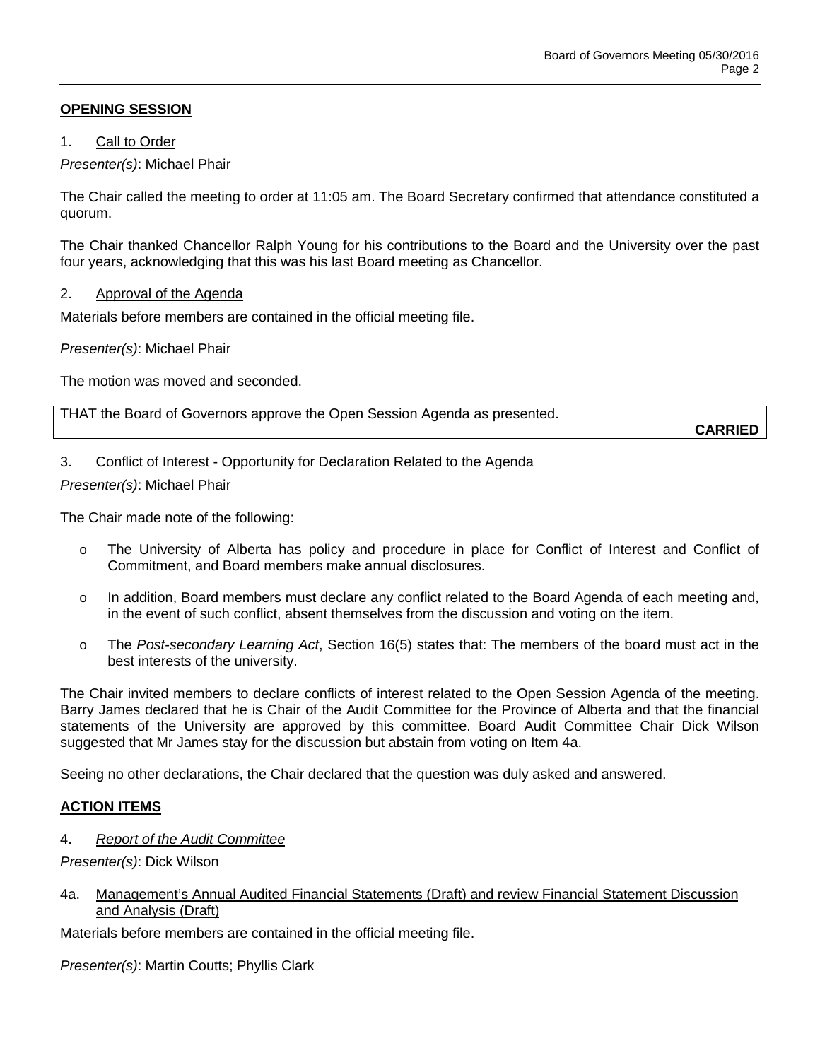## OPENING SESSION

1. Call to Order

*Presenter(s)*: Michael Phair

The Chair called the meeting to order at 11:05 am. The Board Secretary confirmed that attendance constituted a quorum.

The Chair thanked Chancellor Ralph Young for his contributions to the Board and the University over the past four years, acknowledging that this was his last Board meeting as Chancellor.

2. Approval of the Agenda

Materials before members are contained in the official meeting file.

*Presenter(s)*: Michael Phair

The motion was moved and seconded.

THAT the Board of Governors approve the Open Session Agenda as presented.

**CARRIED**

3. Conflict of Interest - Opportunity for Declaration Related to the Agenda

*Presenter(s)*: Michael Phair

The Chair made note of the following:

- The University of Alberta has policy and procedure in place for Conflict of Interest and Conflict of Commitment, and Board members make annual disclosures.
- In addition, Board members must declare any conflict related to the Board Agenda of each meeting and, in the event of such conflict, absent themselves from the discussion and voting on the item.
- The *Post-secondary Learning Act*, Section 16(5) states that: The members of the board must act in the best interests of the university.

The Chair invited members to declare conflicts of interest related to the Open Session Agenda of the meeting. Barry James declared that he is Chair of the Audit Committee for the Province of Alberta and that the financial statements of the University are approved by this committee. Board Audit Committee Chair Dick Wilson suggested that Mr James stay for the discussion but abstain from voting on Item 4a.

Seeing no other declarations, the Chair declared that the question was duly asked and answered.

## ACTION ITEMS

4. *Report of the Audit Committee*

*Presenter(s)*: Dick Wilson

4a. Management's Annual Audited Financial Statements (Draft) and review Financial Statement Discussion and Analysis (Draft)

Materials before members are contained in the official meeting file.

*Presenter(s)*: Martin Coutts; Phyllis Clark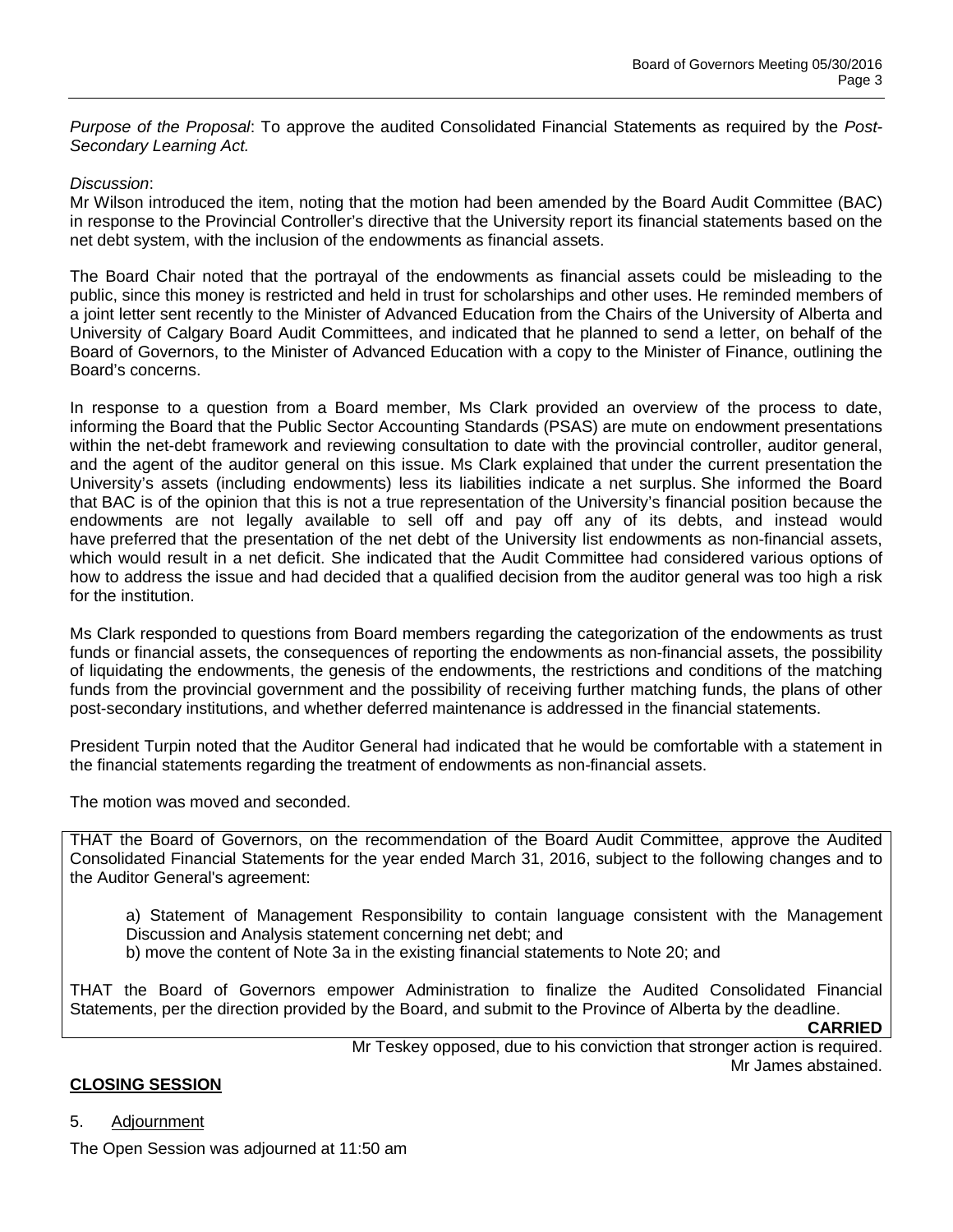*Purpose of the Proposal*: To approve the audited Consolidated Financial Statements as required by the *Post-Secondary Learning Act.*

*Discussion*:

Mr Wilson introduced the item, noting that the motion had been amended by the Board Audit Committee (BAC) in response to the Provincial Controller's directive that the University report its financial statements based on the net debt system, with the inclusion of the endowments as financial assets.

The Board Chair noted that the portrayal of the endowments as financial assets could be misleading to the public, since this money is restricted and held in trust for scholarships and other uses. He reminded members of a joint letter sent recently to the Minister of Advanced Education from the Chairs of the University of Alberta and University of Calgary Board Audit Committees, and indicated that he planned to send a letter, on behalf of the Board of Governors, to the Minister of Advanced Education with a copy to the Minister of Finance, outlining the Board's concerns.

In response to a question from a Board member, Ms Clark provided an overview of the process to date, informing the Board that the Public Sector Accounting Standards (PSAS) are mute on endowment presentations within the net-debt framework and reviewing consultation to date with the provincial controller, auditor general, and the agent of the auditor general on this issue. Ms Clark explained that under the current presentation the University's assets (including endowments) less its liabilities indicate a net surplus. She informed the Board that BAC is of the opinion that this is not a true representation of the University's financial position because the endowments are not legally available to sell off and pay off any of its debts, and instead would have preferred that the presentation of the net debt of the University list endowments as non-financial assets, which would result in a net deficit. She indicated that the Audit Committee had considered various options of how to address the issue and had decided that a qualified decision from the auditor general was too high a risk for the institution.

Ms Clark responded to questions from Board members regarding the categorization of the endowments as trust funds or financial assets, the consequences of reporting the endowments as non-financial assets, the possibility of liquidating the endowments, the genesis of the endowments, the restrictions and conditions of the matching funds from the provincial government and the possibility of receiving further matching funds, the plans of other post-secondary institutions, and whether deferred maintenance is addressed in the financial statements.

President Turpin noted that the Auditor General had indicated that he would be comfortable with a statement in the financial statements regarding the treatment of endowments as non-financial assets.

The motion was moved and seconded.

THAT the Board of Governors, on the recommendation of the Board Audit Committee, approve the Audited Consolidated Financial Statements for the year ended March 31, 2016, subject to the following changes and to the Auditor General's agreement:

> a) Statement of Management Responsibility to contain language consistent with the Management Discussion and Analysis statement concerning net debt; and
>
> b) move the content of Note 3a in the existing financial statements to Note 20; and

THAT the Board of Governors empower Administration to finalize the Audited Consolidated Financial Statements, per the direction provided by the Board, and submit to the Province of Alberta by the deadline.

**CARRIED**

Mr Teskey opposed, due to his conviction that stronger action is required.
Mr James abstained.

## CLOSING SESSION

5. Adjournment

The Open Session was adjourned at 11:50 am